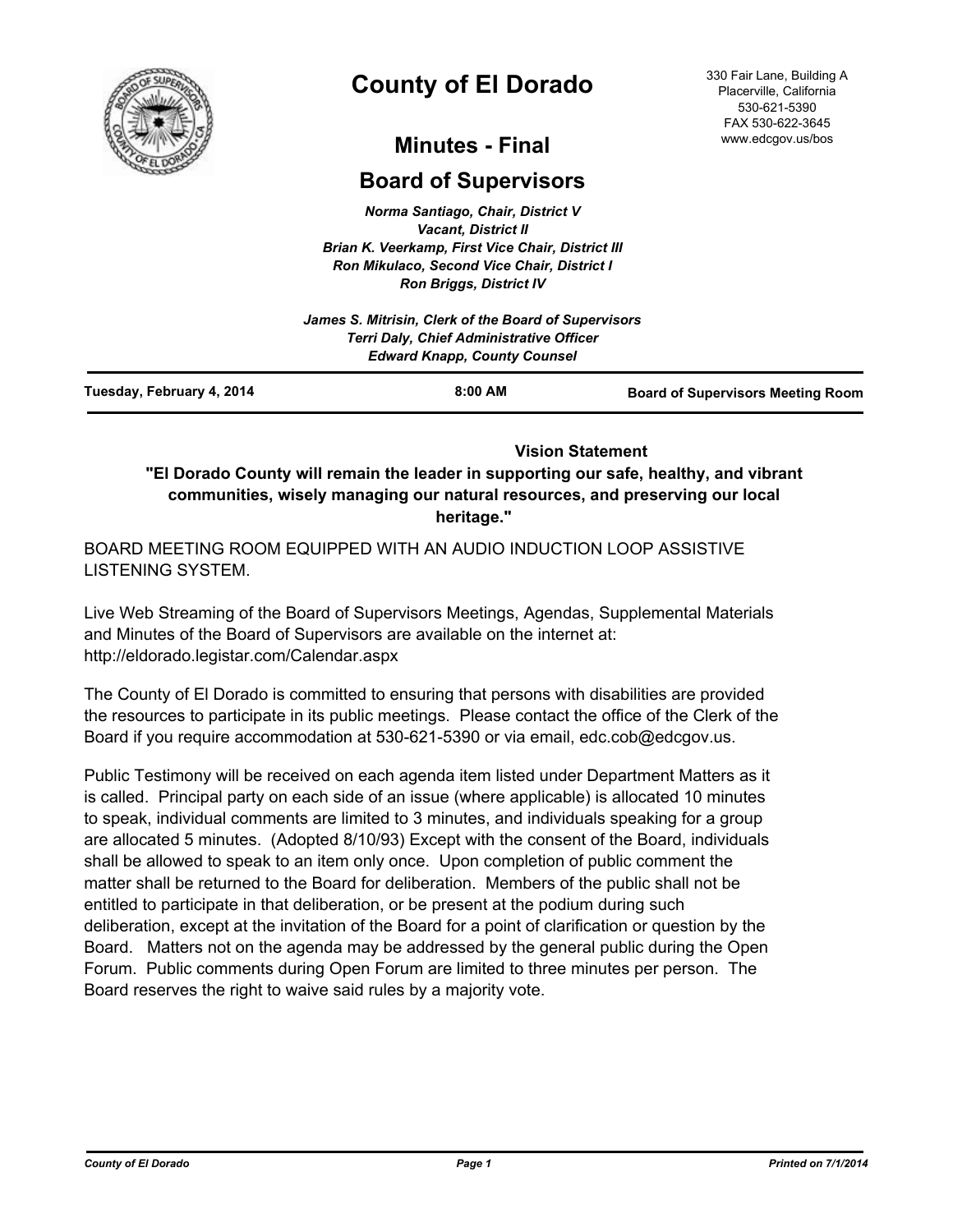# County of El Dorado

330 Fair Lane, Building A
Placerville, California
530-621-5390
FAX 530-622-3645
www.edcgov.us/bos

## Minutes - Final

## Board of Supervisors

*Norma Santiago, Chair, District V*
*Vacant, District II*
*Brian K. Veerkamp, First Vice Chair, District III*
*Ron Mikulaco, Second Vice Chair, District I*
*Ron Briggs, District IV*

*James S. Mitrisin, Clerk of the Board of Supervisors*
*Terri Daly, Chief Administrative Officer*
*Edward Knapp, County Counsel*

| Tuesday, February 4, 2014 | 8:00 AM | Board of Supervisors Meeting Room |
|---|---|---|

**Vision Statement**

**"El Dorado County will remain the leader in supporting our safe, healthy, and vibrant communities, wisely managing our natural resources, and preserving our local heritage."**

BOARD MEETING ROOM EQUIPPED WITH AN AUDIO INDUCTION LOOP ASSISTIVE LISTENING SYSTEM.

Live Web Streaming of the Board of Supervisors Meetings, Agendas, Supplemental Materials and Minutes of the Board of Supervisors are available on the internet at: http://eldorado.legistar.com/Calendar.aspx

The County of El Dorado is committed to ensuring that persons with disabilities are provided the resources to participate in its public meetings. Please contact the office of the Clerk of the Board if you require accommodation at 530-621-5390 or via email, edc.cob@edcgov.us.

Public Testimony will be received on each agenda item listed under Department Matters as it is called. Principal party on each side of an issue (where applicable) is allocated 10 minutes to speak, individual comments are limited to 3 minutes, and individuals speaking for a group are allocated 5 minutes. (Adopted 8/10/93) Except with the consent of the Board, individuals shall be allowed to speak to an item only once. Upon completion of public comment the matter shall be returned to the Board for deliberation. Members of the public shall not be entitled to participate in that deliberation, or be present at the podium during such deliberation, except at the invitation of the Board for a point of clarification or question by the Board. Matters not on the agenda may be addressed by the general public during the Open Forum. Public comments during Open Forum are limited to three minutes per person. The Board reserves the right to waive said rules by a majority vote.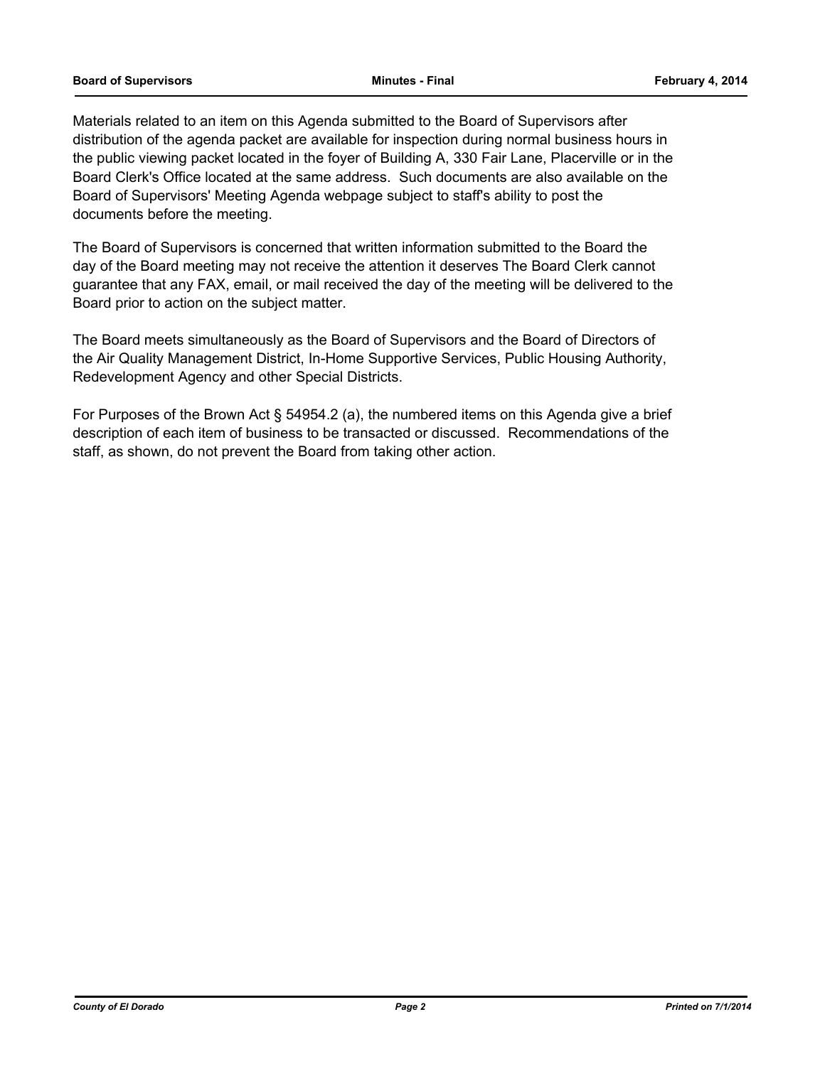Materials related to an item on this Agenda submitted to the Board of Supervisors after distribution of the agenda packet are available for inspection during normal business hours in the public viewing packet located in the foyer of Building A, 330 Fair Lane, Placerville or in the Board Clerk's Office located at the same address. Such documents are also available on the Board of Supervisors' Meeting Agenda webpage subject to staff's ability to post the documents before the meeting.

The Board of Supervisors is concerned that written information submitted to the Board the day of the Board meeting may not receive the attention it deserves The Board Clerk cannot guarantee that any FAX, email, or mail received the day of the meeting will be delivered to the Board prior to action on the subject matter.

The Board meets simultaneously as the Board of Supervisors and the Board of Directors of the Air Quality Management District, In-Home Supportive Services, Public Housing Authority, Redevelopment Agency and other Special Districts.

For Purposes of the Brown Act § 54954.2 (a), the numbered items on this Agenda give a brief description of each item of business to be transacted or discussed. Recommendations of the staff, as shown, do not prevent the Board from taking other action.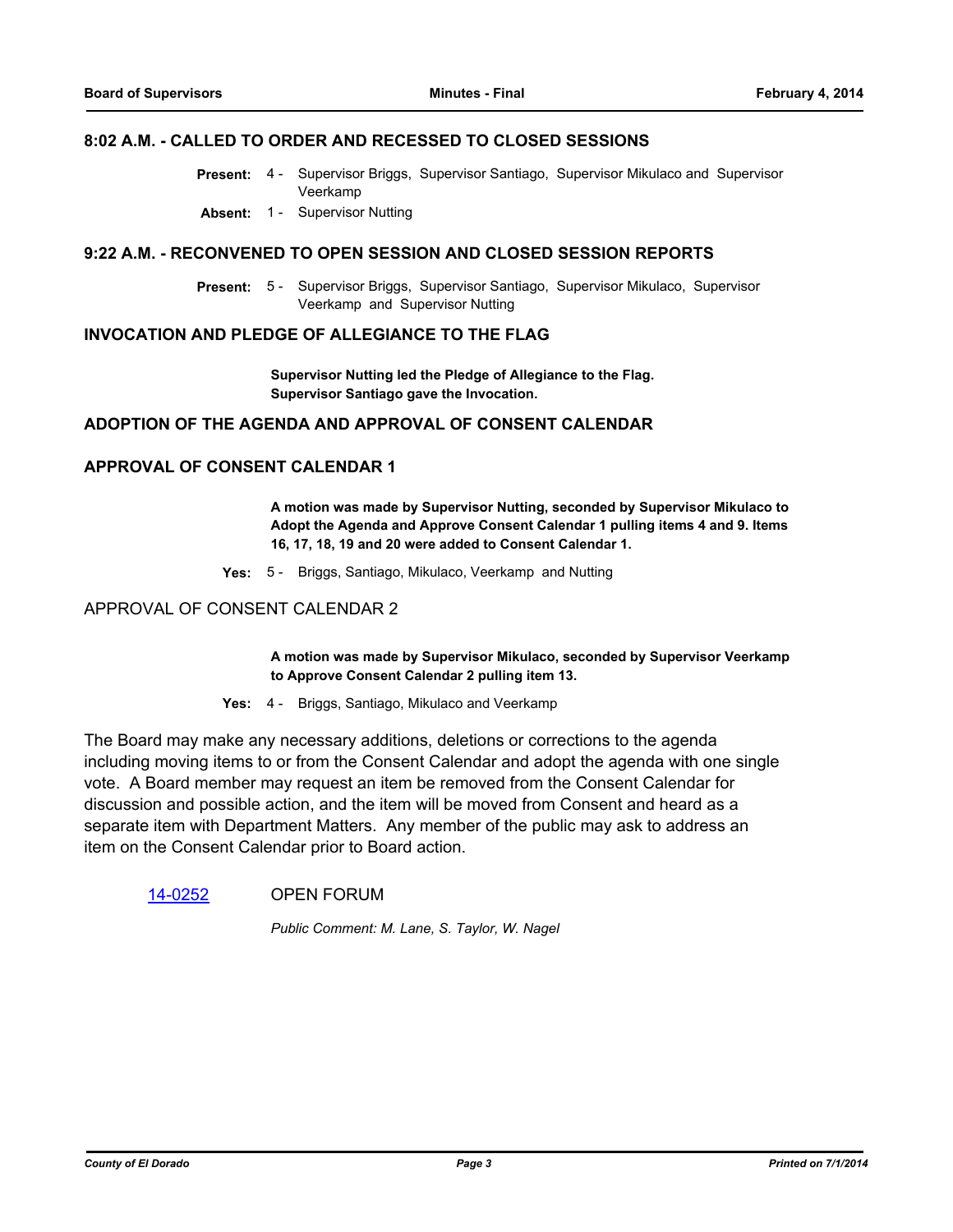## 8:02 A.M. - CALLED TO ORDER AND RECESSED TO CLOSED SESSIONS

**Present:** 4 - Supervisor Briggs, Supervisor Santiago, Supervisor Mikulaco and Supervisor Veerkamp

**Absent:** 1 - Supervisor Nutting

## 9:22 A.M. - RECONVENED TO OPEN SESSION AND CLOSED SESSION REPORTS

**Present:** 5 - Supervisor Briggs, Supervisor Santiago, Supervisor Mikulaco, Supervisor Veerkamp and Supervisor Nutting

## INVOCATION AND PLEDGE OF ALLEGIANCE TO THE FLAG

**Supervisor Nutting led the Pledge of Allegiance to the Flag.**
**Supervisor Santiago gave the Invocation.**

## ADOPTION OF THE AGENDA AND APPROVAL OF CONSENT CALENDAR

## APPROVAL OF CONSENT CALENDAR 1

**A motion was made by Supervisor Nutting, seconded by Supervisor Mikulaco to Adopt the Agenda and Approve Consent Calendar 1 pulling items 4 and 9. Items 16, 17, 18, 19 and 20 were added to Consent Calendar 1.**

**Yes:** 5 - Briggs, Santiago, Mikulaco, Veerkamp and Nutting

## APPROVAL OF CONSENT CALENDAR 2

**A motion was made by Supervisor Mikulaco, seconded by Supervisor Veerkamp to Approve Consent Calendar 2 pulling item 13.**

**Yes:** 4 - Briggs, Santiago, Mikulaco and Veerkamp

The Board may make any necessary additions, deletions or corrections to the agenda including moving items to or from the Consent Calendar and adopt the agenda with one single vote. A Board member may request an item be removed from the Consent Calendar for discussion and possible action, and the item will be moved from Consent and heard as a separate item with Department Matters. Any member of the public may ask to address an item on the Consent Calendar prior to Board action.

14-0252 OPEN FORUM

*Public Comment: M. Lane, S. Taylor, W. Nagel*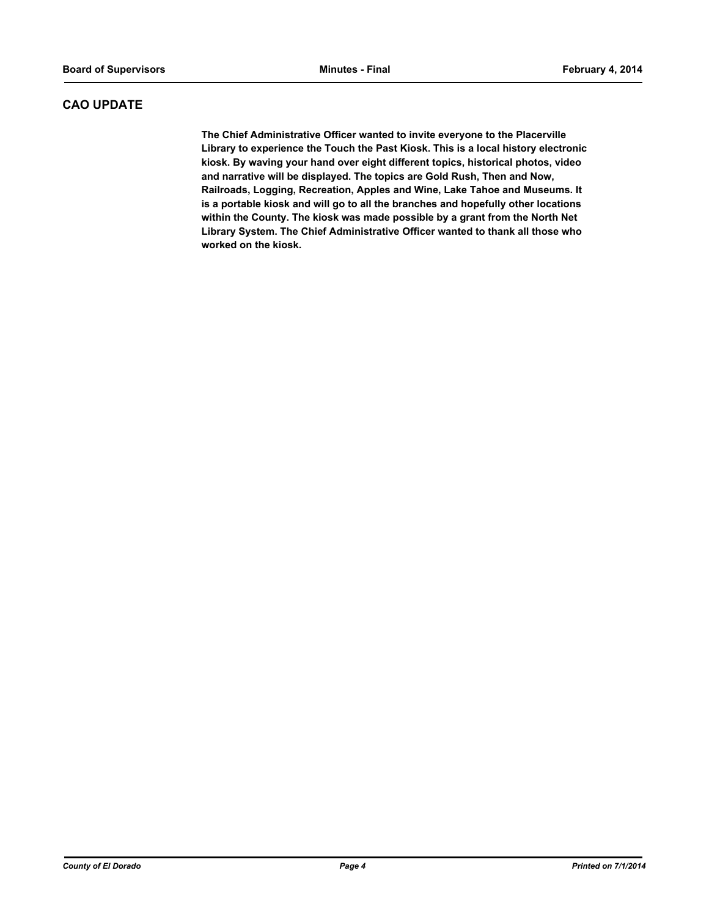## CAO UPDATE

**The Chief Administrative Officer wanted to invite everyone to the Placerville Library to experience the Touch the Past Kiosk. This is a local history electronic kiosk. By waving your hand over eight different topics, historical photos, video and narrative will be displayed. The topics are Gold Rush, Then and Now, Railroads, Logging, Recreation, Apples and Wine, Lake Tahoe and Museums. It is a portable kiosk and will go to all the branches and hopefully other locations within the County. The kiosk was made possible by a grant from the North Net Library System. The Chief Administrative Officer wanted to thank all those who worked on the kiosk.**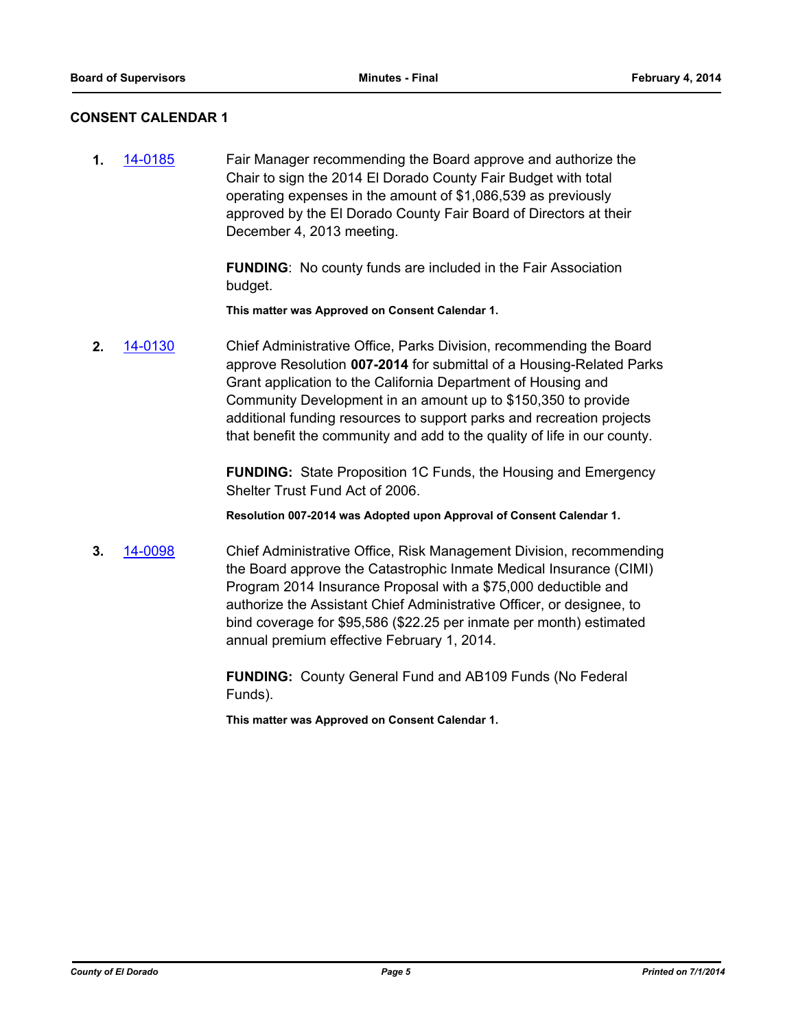## CONSENT CALENDAR 1

**1.** 14-0185 Fair Manager recommending the Board approve and authorize the Chair to sign the 2014 El Dorado County Fair Budget with total operating expenses in the amount of $1,086,539 as previously approved by the El Dorado County Fair Board of Directors at their December 4, 2013 meeting.

**FUNDING**: No county funds are included in the Fair Association budget.

**This matter was Approved on Consent Calendar 1.**

**2.** 14-0130 Chief Administrative Office, Parks Division, recommending the Board approve Resolution **007-2014** for submittal of a Housing-Related Parks Grant application to the California Department of Housing and Community Development in an amount up to $150,350 to provide additional funding resources to support parks and recreation projects that benefit the community and add to the quality of life in our county.

**FUNDING:** State Proposition 1C Funds, the Housing and Emergency Shelter Trust Fund Act of 2006.

**Resolution 007-2014 was Adopted upon Approval of Consent Calendar 1.**

**3.** 14-0098 Chief Administrative Office, Risk Management Division, recommending the Board approve the Catastrophic Inmate Medical Insurance (CIMI) Program 2014 Insurance Proposal with a $75,000 deductible and authorize the Assistant Chief Administrative Officer, or designee, to bind coverage for $95,586 ($22.25 per inmate per month) estimated annual premium effective February 1, 2014.

**FUNDING:** County General Fund and AB109 Funds (No Federal Funds).

**This matter was Approved on Consent Calendar 1.**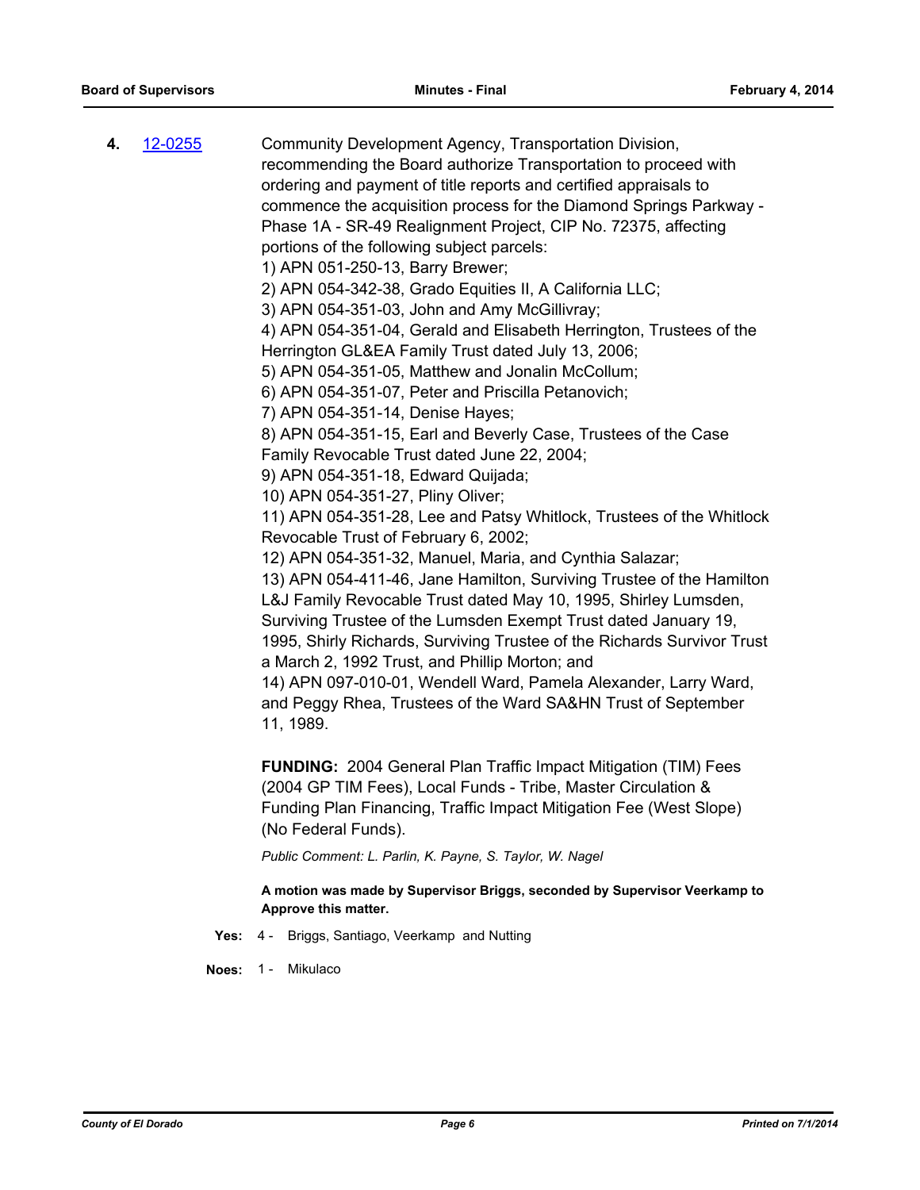**4.** 12-0255 Community Development Agency, Transportation Division, recommending the Board authorize Transportation to proceed with ordering and payment of title reports and certified appraisals to commence the acquisition process for the Diamond Springs Parkway - Phase 1A - SR-49 Realignment Project, CIP No. 72375, affecting portions of the following subject parcels:

1) APN 051-250-13, Barry Brewer;
2) APN 054-342-38, Grado Equities II, A California LLC;
3) APN 054-351-03, John and Amy McGillivray;
4) APN 054-351-04, Gerald and Elisabeth Herrington, Trustees of the Herrington GL&EA Family Trust dated July 13, 2006;
5) APN 054-351-05, Matthew and Jonalin McCollum;
6) APN 054-351-07, Peter and Priscilla Petanovich;
7) APN 054-351-14, Denise Hayes;
8) APN 054-351-15, Earl and Beverly Case, Trustees of the Case Family Revocable Trust dated June 22, 2004;
9) APN 054-351-18, Edward Quijada;
10) APN 054-351-27, Pliny Oliver;
11) APN 054-351-28, Lee and Patsy Whitlock, Trustees of the Whitlock Revocable Trust of February 6, 2002;
12) APN 054-351-32, Manuel, Maria, and Cynthia Salazar;
13) APN 054-411-46, Jane Hamilton, Surviving Trustee of the Hamilton L&J Family Revocable Trust dated May 10, 1995, Shirley Lumsden, Surviving Trustee of the Lumsden Exempt Trust dated January 19, 1995, Shirly Richards, Surviving Trustee of the Richards Survivor Trust a March 2, 1992 Trust, and Phillip Morton; and
14) APN 097-010-01, Wendell Ward, Pamela Alexander, Larry Ward, and Peggy Rhea, Trustees of the Ward SA&HN Trust of September 11, 1989.

**FUNDING:** 2004 General Plan Traffic Impact Mitigation (TIM) Fees (2004 GP TIM Fees), Local Funds - Tribe, Master Circulation & Funding Plan Financing, Traffic Impact Mitigation Fee (West Slope) (No Federal Funds).

*Public Comment: L. Parlin, K. Payne, S. Taylor, W. Nagel*

**A motion was made by Supervisor Briggs, seconded by Supervisor Veerkamp to Approve this matter.**

**Yes:** 4 - Briggs, Santiago, Veerkamp and Nutting

**Noes:** 1 - Mikulaco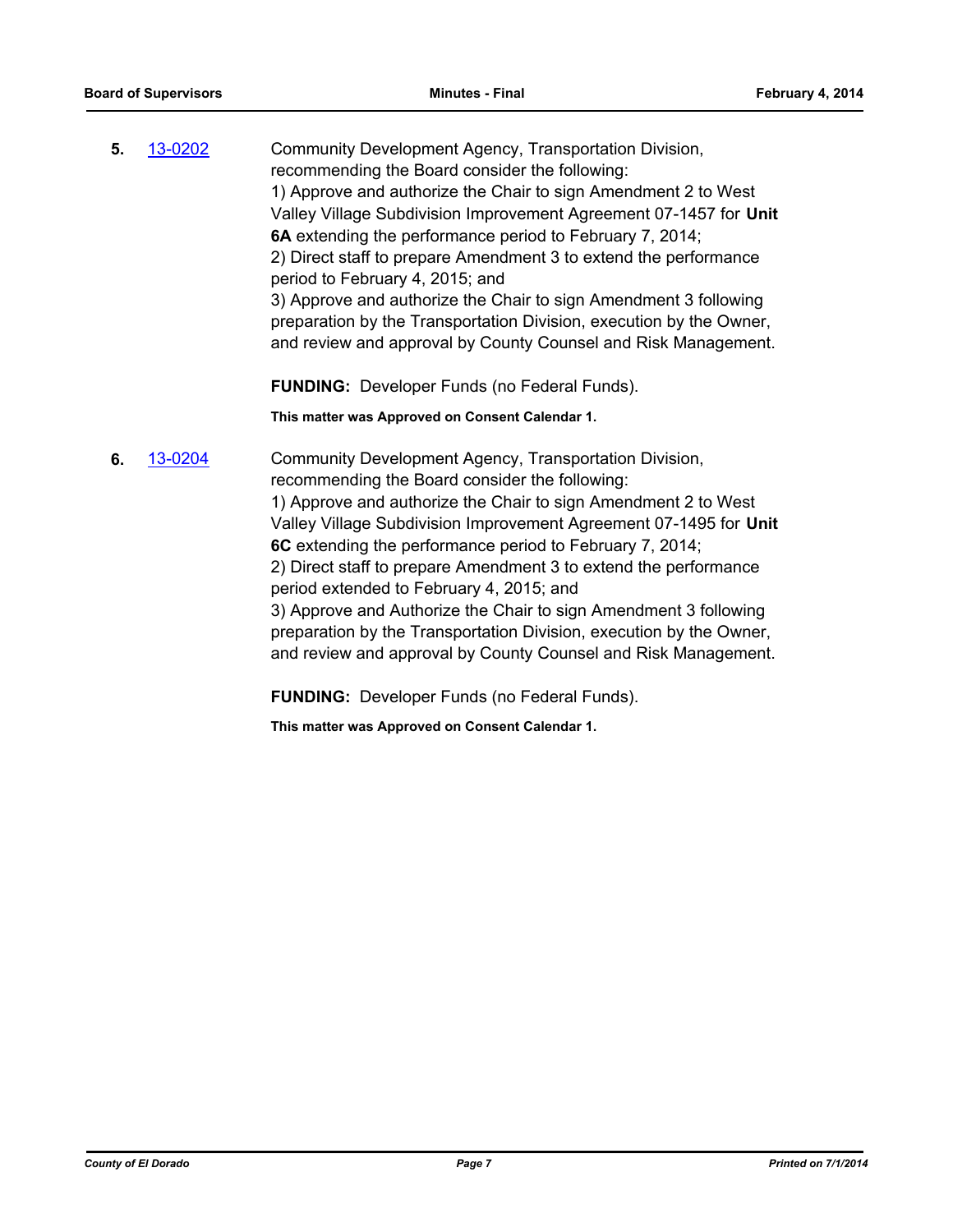**5.** [13-0202](#) Community Development Agency, Transportation Division, recommending the Board consider the following:
1) Approve and authorize the Chair to sign Amendment 2 to West Valley Village Subdivision Improvement Agreement 07-1457 for **Unit 6A** extending the performance period to February 7, 2014;
2) Direct staff to prepare Amendment 3 to extend the performance period to February 4, 2015; and
3) Approve and authorize the Chair to sign Amendment 3 following preparation by the Transportation Division, execution by the Owner, and review and approval by County Counsel and Risk Management.

**FUNDING:** Developer Funds (no Federal Funds).

**This matter was Approved on Consent Calendar 1.**

**6.** [13-0204](#) Community Development Agency, Transportation Division, recommending the Board consider the following:
1) Approve and authorize the Chair to sign Amendment 2 to West Valley Village Subdivision Improvement Agreement 07-1495 for **Unit 6C** extending the performance period to February 7, 2014;
2) Direct staff to prepare Amendment 3 to extend the performance period extended to February 4, 2015; and
3) Approve and Authorize the Chair to sign Amendment 3 following preparation by the Transportation Division, execution by the Owner, and review and approval by County Counsel and Risk Management.

**FUNDING:** Developer Funds (no Federal Funds).

**This matter was Approved on Consent Calendar 1.**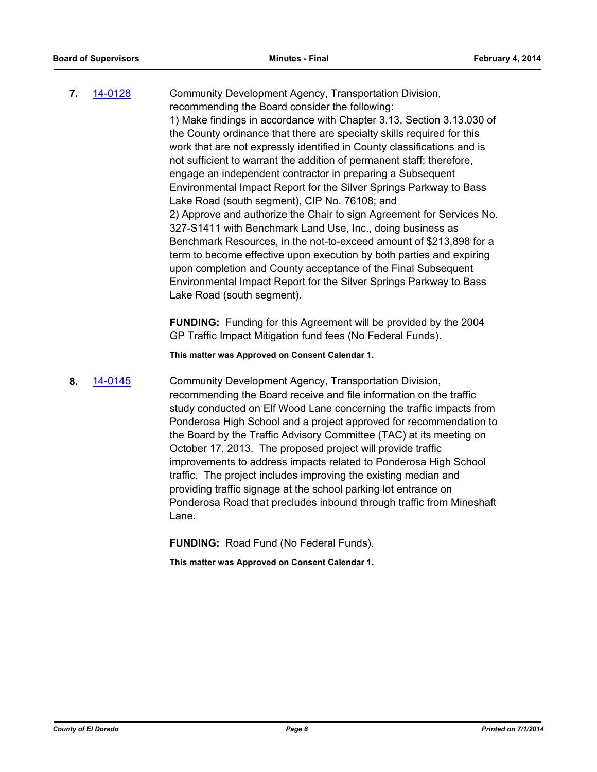**7.** 14-0128 Community Development Agency, Transportation Division, recommending the Board consider the following:

1) Make findings in accordance with Chapter 3.13, Section 3.13.030 of the County ordinance that there are specialty skills required for this work that are not expressly identified in County classifications and is not sufficient to warrant the addition of permanent staff; therefore, engage an independent contractor in preparing a Subsequent Environmental Impact Report for the Silver Springs Parkway to Bass Lake Road (south segment), CIP No. 76108; and

2) Approve and authorize the Chair to sign Agreement for Services No. 327-S1411 with Benchmark Land Use, Inc., doing business as Benchmark Resources, in the not-to-exceed amount of $213,898 for a term to become effective upon execution by both parties and expiring upon completion and County acceptance of the Final Subsequent Environmental Impact Report for the Silver Springs Parkway to Bass Lake Road (south segment).

**FUNDING:** Funding for this Agreement will be provided by the 2004 GP Traffic Impact Mitigation fund fees (No Federal Funds).

**This matter was Approved on Consent Calendar 1.**

**8.** 14-0145 Community Development Agency, Transportation Division, recommending the Board receive and file information on the traffic study conducted on Elf Wood Lane concerning the traffic impacts from Ponderosa High School and a project approved for recommendation to the Board by the Traffic Advisory Committee (TAC) at its meeting on October 17, 2013. The proposed project will provide traffic improvements to address impacts related to Ponderosa High School traffic. The project includes improving the existing median and providing traffic signage at the school parking lot entrance on Ponderosa Road that precludes inbound through traffic from Mineshaft Lane.

**FUNDING:** Road Fund (No Federal Funds).

**This matter was Approved on Consent Calendar 1.**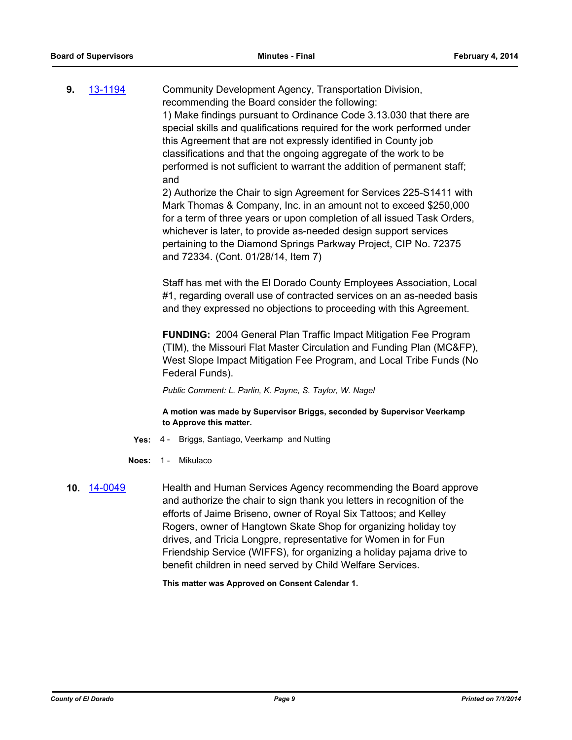**9.** 13-1194 Community Development Agency, Transportation Division, recommending the Board consider the following:

1) Make findings pursuant to Ordinance Code 3.13.030 that there are special skills and qualifications required for the work performed under this Agreement that are not expressly identified in County job classifications and that the ongoing aggregate of the work to be performed is not sufficient to warrant the addition of permanent staff; and

2) Authorize the Chair to sign Agreement for Services 225-S1411 with Mark Thomas & Company, Inc. in an amount not to exceed $250,000 for a term of three years or upon completion of all issued Task Orders, whichever is later, to provide as-needed design support services pertaining to the Diamond Springs Parkway Project, CIP No. 72375 and 72334. (Cont. 01/28/14, Item 7)

Staff has met with the El Dorado County Employees Association, Local #1, regarding overall use of contracted services on an as-needed basis and they expressed no objections to proceeding with this Agreement.

**FUNDING:** 2004 General Plan Traffic Impact Mitigation Fee Program (TIM), the Missouri Flat Master Circulation and Funding Plan (MC&FP), West Slope Impact Mitigation Fee Program, and Local Tribe Funds (No Federal Funds).

*Public Comment: L. Parlin, K. Payne, S. Taylor, W. Nagel*

**A motion was made by Supervisor Briggs, seconded by Supervisor Veerkamp to Approve this matter.**

**Yes:** 4 - Briggs, Santiago, Veerkamp and Nutting

**Noes:** 1 - Mikulaco

**10.** 14-0049 Health and Human Services Agency recommending the Board approve and authorize the chair to sign thank you letters in recognition of the efforts of Jaime Briseno, owner of Royal Six Tattoos; and Kelley Rogers, owner of Hangtown Skate Shop for organizing holiday toy drives, and Tricia Longpre, representative for Women in for Fun Friendship Service (WIFFS), for organizing a holiday pajama drive to benefit children in need served by Child Welfare Services.

**This matter was Approved on Consent Calendar 1.**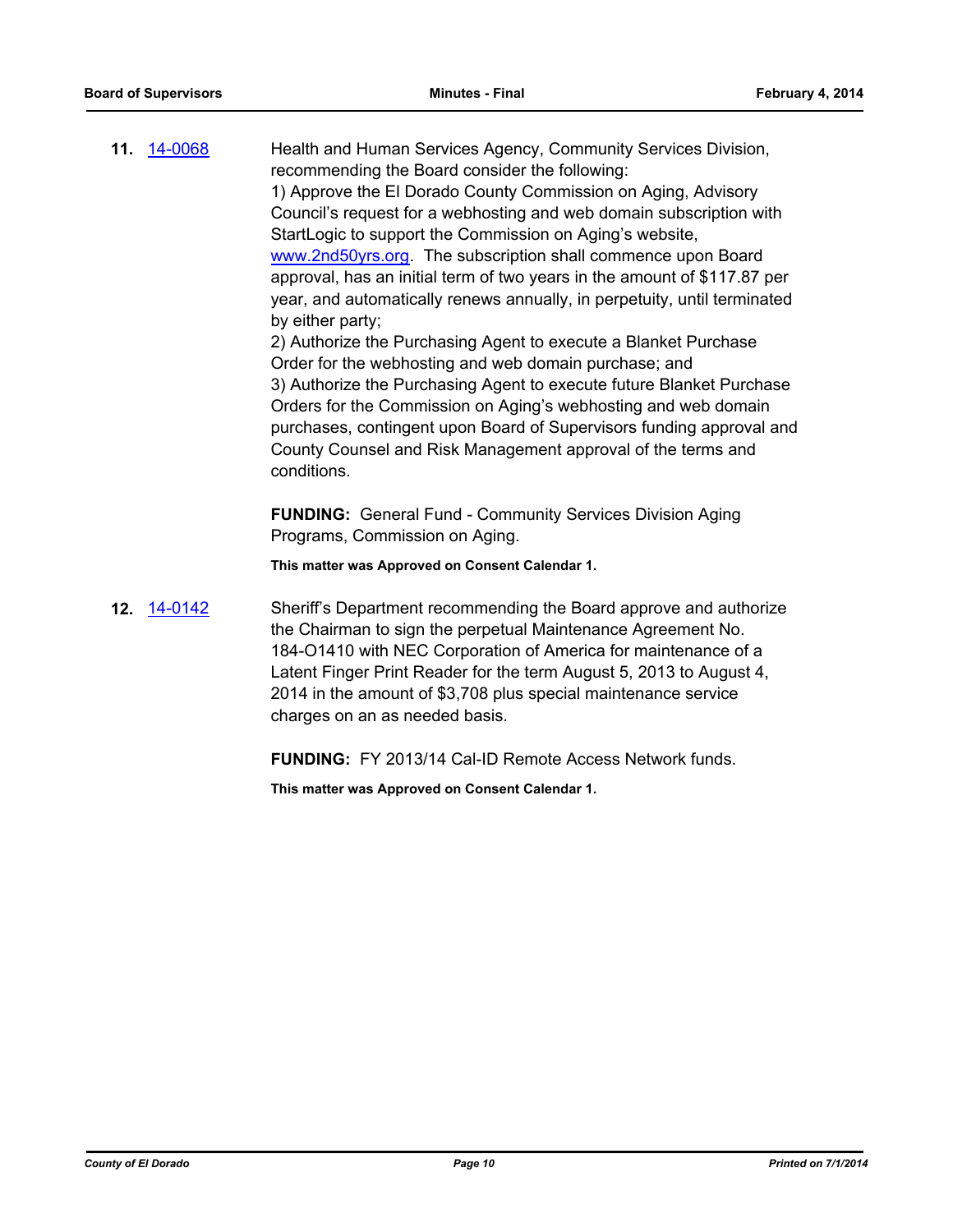**11.** [14-0068](14-0068)

Health and Human Services Agency, Community Services Division, recommending the Board consider the following:
1) Approve the El Dorado County Commission on Aging, Advisory Council's request for a webhosting and web domain subscription with StartLogic to support the Commission on Aging's website, [www.2nd50yrs.org](www.2nd50yrs.org). The subscription shall commence upon Board approval, has an initial term of two years in the amount of $117.87 per year, and automatically renews annually, in perpetuity, until terminated by either party;
2) Authorize the Purchasing Agent to execute a Blanket Purchase Order for the webhosting and web domain purchase; and
3) Authorize the Purchasing Agent to execute future Blanket Purchase Orders for the Commission on Aging's webhosting and web domain purchases, contingent upon Board of Supervisors funding approval and County Counsel and Risk Management approval of the terms and conditions.

**FUNDING:** General Fund - Community Services Division Aging Programs, Commission on Aging.

**This matter was Approved on Consent Calendar 1.**

**12.** [14-0142](14-0142)

Sheriff's Department recommending the Board approve and authorize the Chairman to sign the perpetual Maintenance Agreement No. 184-O1410 with NEC Corporation of America for maintenance of a Latent Finger Print Reader for the term August 5, 2013 to August 4, 2014 in the amount of $3,708 plus special maintenance service charges on an as needed basis.

**FUNDING:** FY 2013/14 Cal-ID Remote Access Network funds.

**This matter was Approved on Consent Calendar 1.**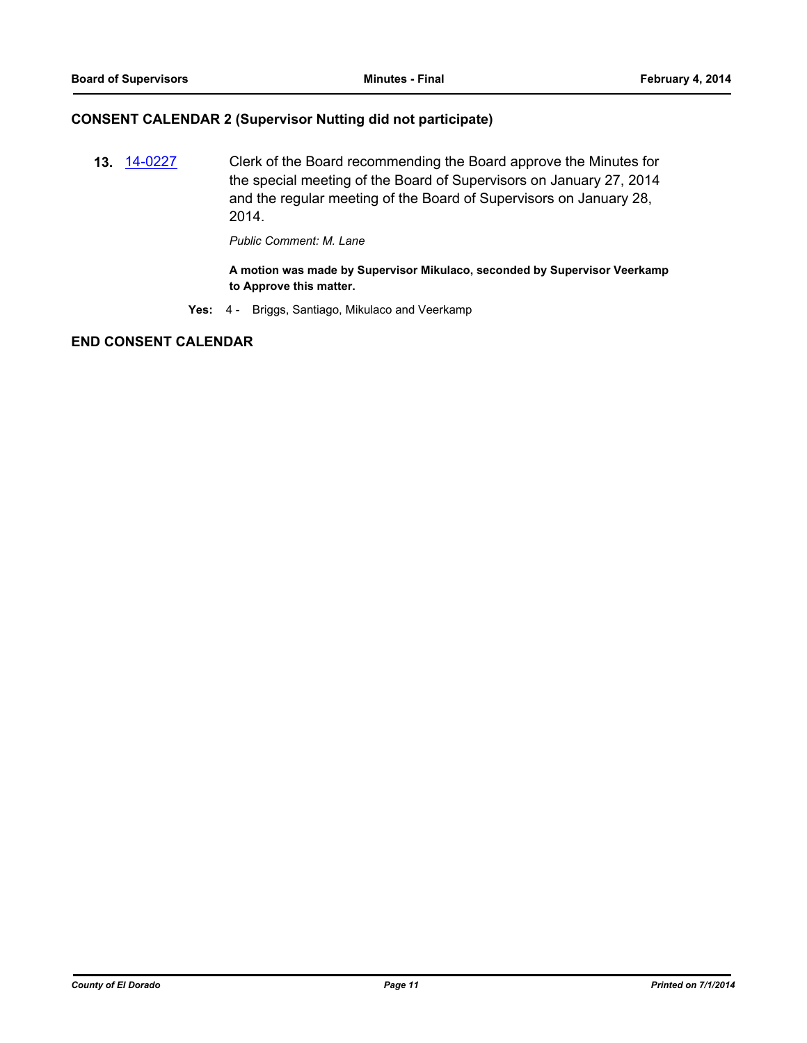## CONSENT CALENDAR 2 (Supervisor Nutting did not participate)

**13.** 14-0227 Clerk of the Board recommending the Board approve the Minutes for the special meeting of the Board of Supervisors on January 27, 2014 and the regular meeting of the Board of Supervisors on January 28, 2014.

*Public Comment: M. Lane*

**A motion was made by Supervisor Mikulaco, seconded by Supervisor Veerkamp to Approve this matter.**

**Yes:** 4 - Briggs, Santiago, Mikulaco and Veerkamp

## END CONSENT CALENDAR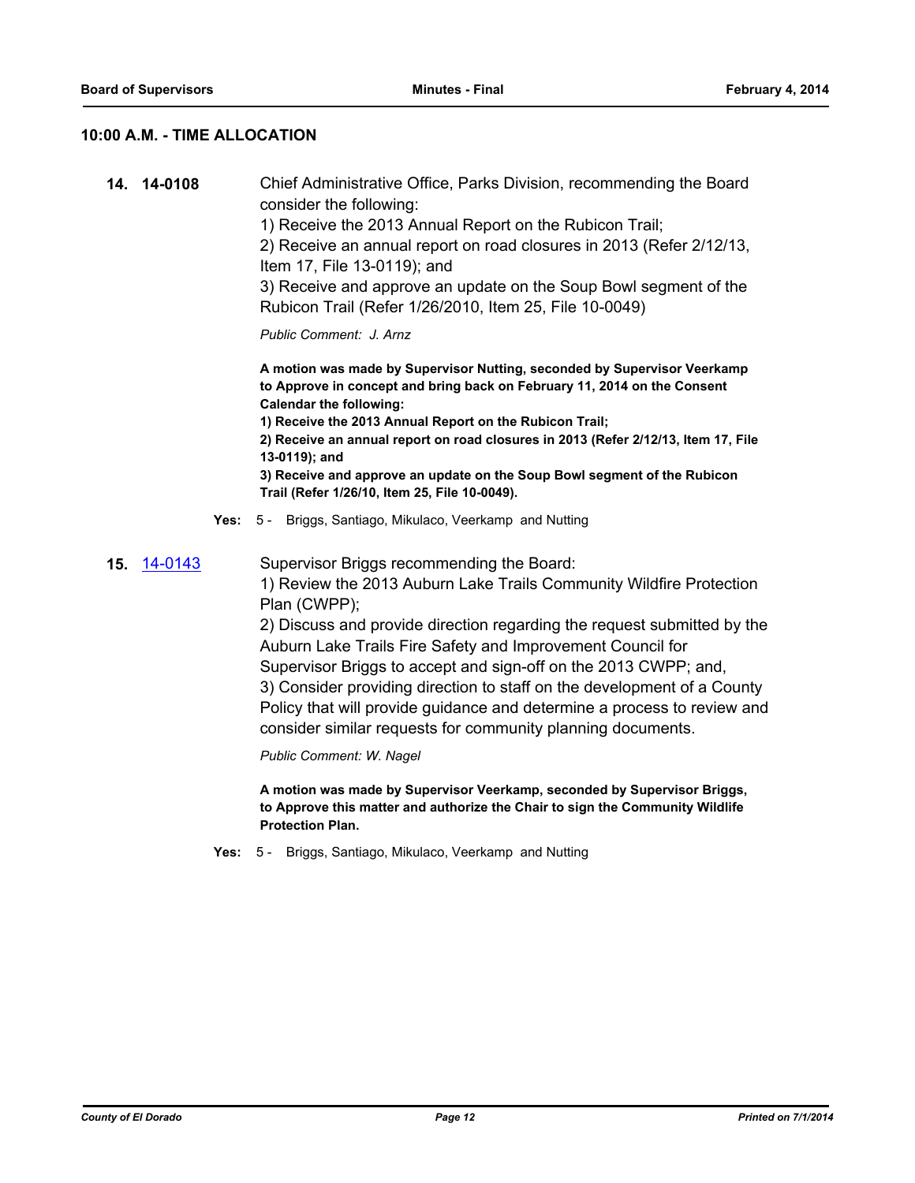## 10:00 A.M. - TIME ALLOCATION

**14. 14-0108**

Chief Administrative Office, Parks Division, recommending the Board consider the following:
1) Receive the 2013 Annual Report on the Rubicon Trail;
2) Receive an annual report on road closures in 2013 (Refer 2/12/13, Item 17, File 13-0119); and
3) Receive and approve an update on the Soup Bowl segment of the Rubicon Trail (Refer 1/26/2010, Item 25, File 10-0049)

*Public Comment: J. Arnz*

**A motion was made by Supervisor Nutting, seconded by Supervisor Veerkamp to Approve in concept and bring back on February 11, 2014 on the Consent Calendar the following:**
**1) Receive the 2013 Annual Report on the Rubicon Trail;**
**2) Receive an annual report on road closures in 2013 (Refer 2/12/13, Item 17, File 13-0119); and**
**3) Receive and approve an update on the Soup Bowl segment of the Rubicon Trail (Refer 1/26/10, Item 25, File 10-0049).**

**Yes:** 5 - Briggs, Santiago, Mikulaco, Veerkamp and Nutting

**15. 14-0143**

Supervisor Briggs recommending the Board:
1) Review the 2013 Auburn Lake Trails Community Wildfire Protection Plan (CWPP);
2) Discuss and provide direction regarding the request submitted by the Auburn Lake Trails Fire Safety and Improvement Council for Supervisor Briggs to accept and sign-off on the 2013 CWPP; and,
3) Consider providing direction to staff on the development of a County Policy that will provide guidance and determine a process to review and consider similar requests for community planning documents.

*Public Comment: W. Nagel*

**A motion was made by Supervisor Veerkamp, seconded by Supervisor Briggs, to Approve this matter and authorize the Chair to sign the Community Wildlife Protection Plan.**

**Yes:** 5 - Briggs, Santiago, Mikulaco, Veerkamp and Nutting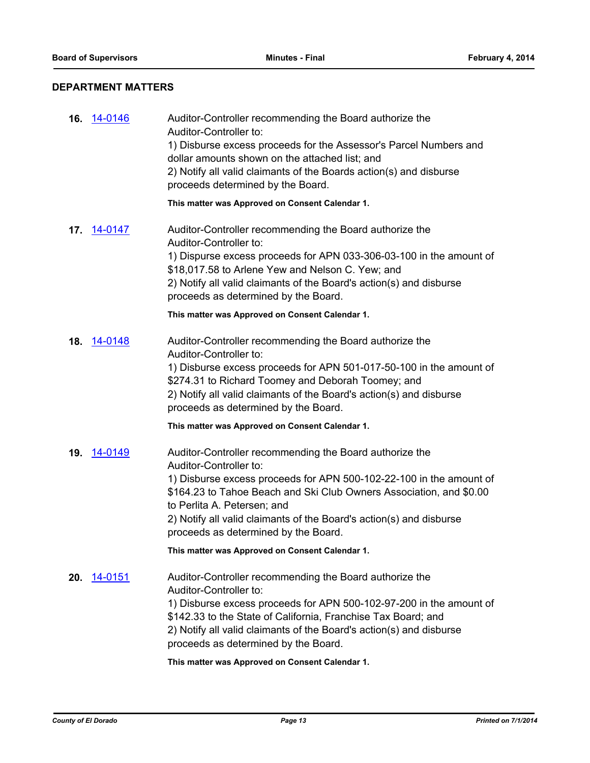## DEPARTMENT MATTERS

**16.** 14-0146

Auditor-Controller recommending the Board authorize the Auditor-Controller to:
1) Disburse excess proceeds for the Assessor's Parcel Numbers and dollar amounts shown on the attached list; and
2) Notify all valid claimants of the Boards action(s) and disburse proceeds determined by the Board.

**This matter was Approved on Consent Calendar 1.**

**17.** 14-0147

Auditor-Controller recommending the Board authorize the Auditor-Controller to:
1) Dispurse excess proceeds for APN 033-306-03-100 in the amount of $18,017.58 to Arlene Yew and Nelson C. Yew; and
2) Notify all valid claimants of the Board's action(s) and disburse proceeds as determined by the Board.

**This matter was Approved on Consent Calendar 1.**

**18.** 14-0148

Auditor-Controller recommending the Board authorize the Auditor-Controller to:
1) Disburse excess proceeds for APN 501-017-50-100 in the amount of $274.31 to Richard Toomey and Deborah Toomey; and
2) Notify all valid claimants of the Board's action(s) and disburse proceeds as determined by the Board.

**This matter was Approved on Consent Calendar 1.**

**19.** 14-0149

Auditor-Controller recommending the Board authorize the Auditor-Controller to:
1) Disburse excess proceeds for APN 500-102-22-100 in the amount of $164.23 to Tahoe Beach and Ski Club Owners Association, and $0.00 to Perlita A. Petersen; and
2) Notify all valid claimants of the Board's action(s) and disburse proceeds as determined by the Board.

**This matter was Approved on Consent Calendar 1.**

**20.** 14-0151

Auditor-Controller recommending the Board authorize the Auditor-Controller to:
1) Disburse excess proceeds for APN 500-102-97-200 in the amount of $142.33 to the State of California, Franchise Tax Board; and
2) Notify all valid claimants of the Board's action(s) and disburse proceeds as determined by the Board.

**This matter was Approved on Consent Calendar 1.**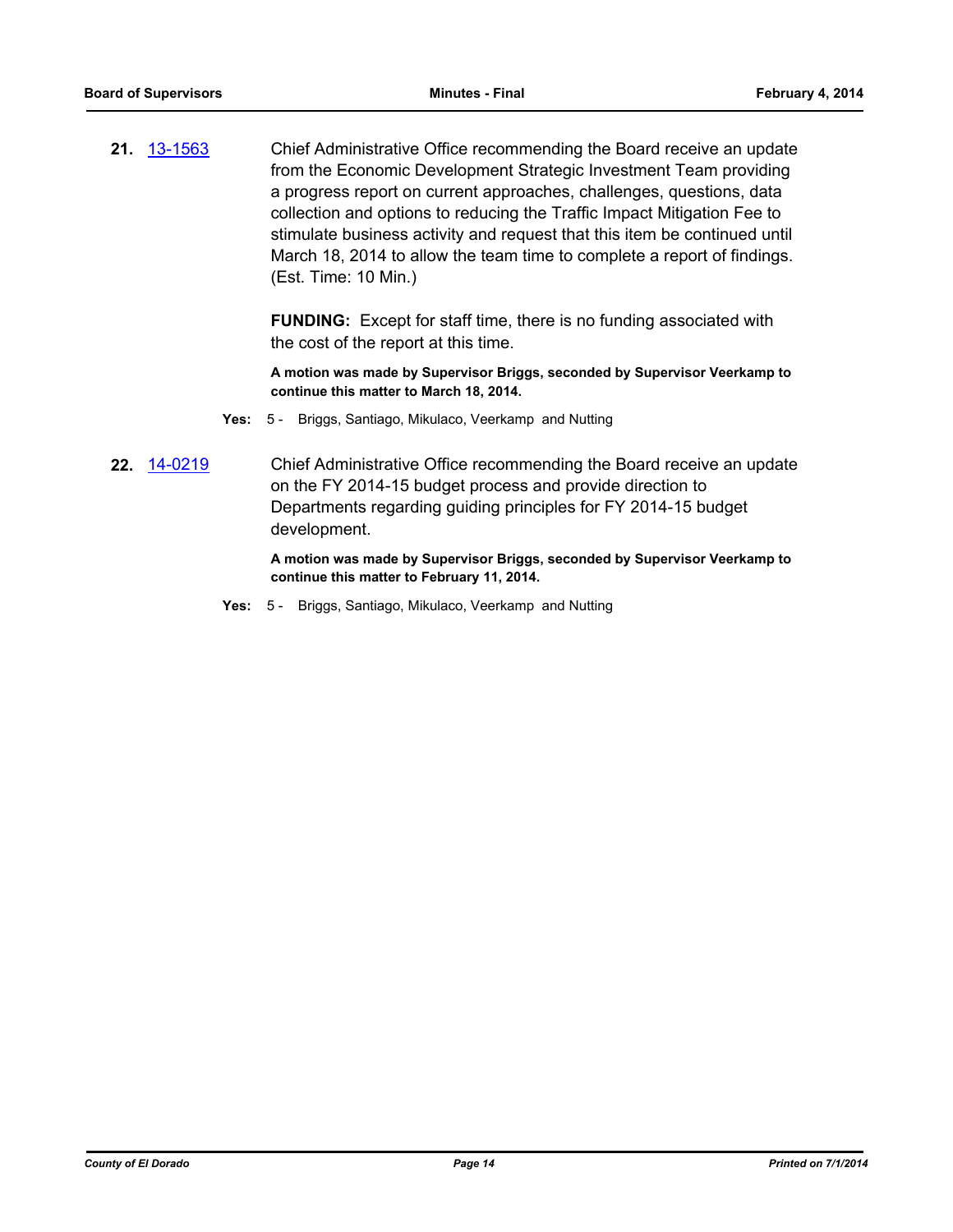**21.** 13-1563

Chief Administrative Office recommending the Board receive an update from the Economic Development Strategic Investment Team providing a progress report on current approaches, challenges, questions, data collection and options to reducing the Traffic Impact Mitigation Fee to stimulate business activity and request that this item be continued until March 18, 2014 to allow the team time to complete a report of findings. (Est. Time: 10 Min.)

**FUNDING:** Except for staff time, there is no funding associated with the cost of the report at this time.

**A motion was made by Supervisor Briggs, seconded by Supervisor Veerkamp to continue this matter to March 18, 2014.**

**Yes:** 5 - Briggs, Santiago, Mikulaco, Veerkamp and Nutting

**22.** 14-0219

Chief Administrative Office recommending the Board receive an update on the FY 2014-15 budget process and provide direction to Departments regarding guiding principles for FY 2014-15 budget development.

**A motion was made by Supervisor Briggs, seconded by Supervisor Veerkamp to continue this matter to February 11, 2014.**

**Yes:** 5 - Briggs, Santiago, Mikulaco, Veerkamp and Nutting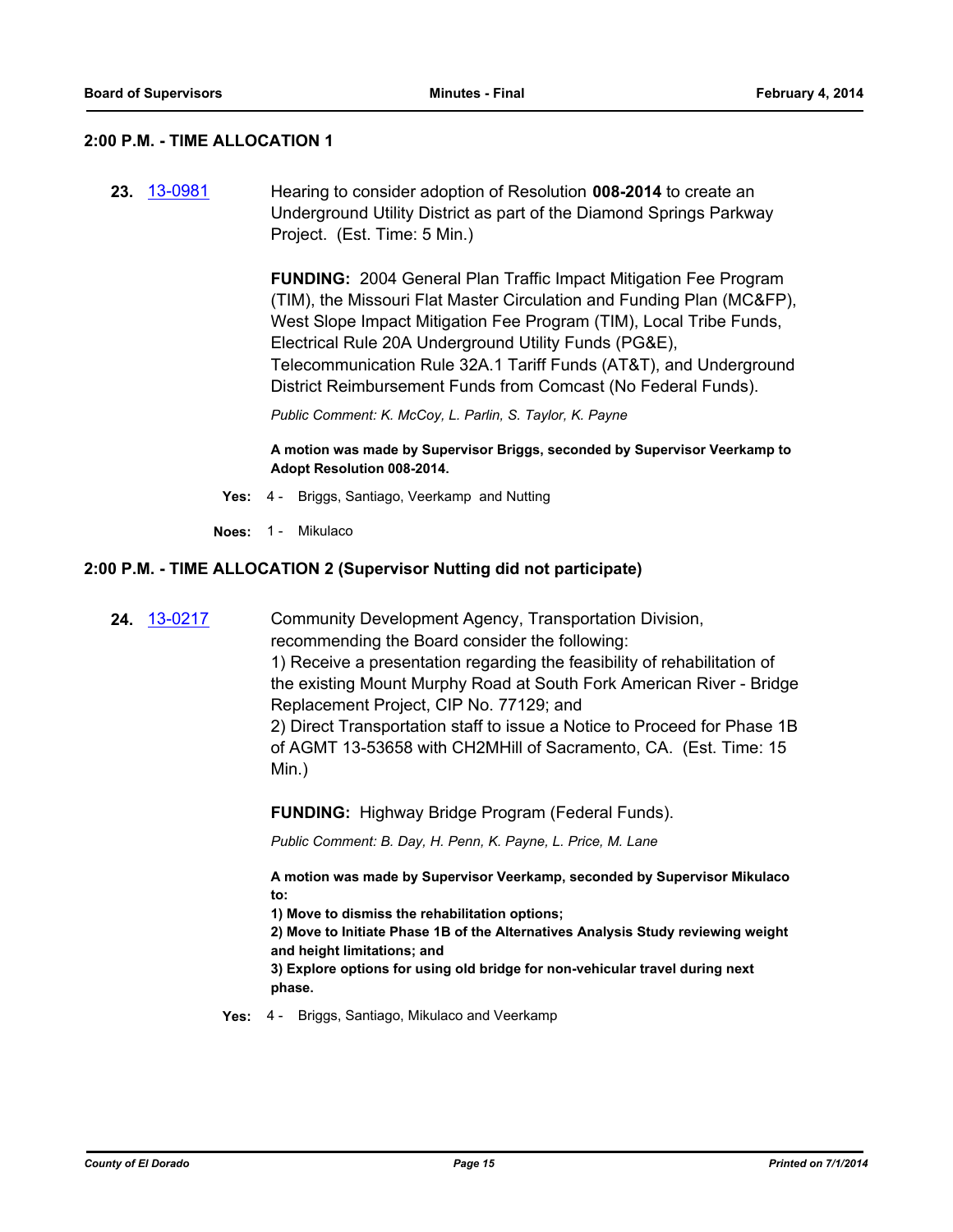## 2:00 P.M. - TIME ALLOCATION 1

**23.** 13-0981 Hearing to consider adoption of Resolution **008-2014** to create an Underground Utility District as part of the Diamond Springs Parkway Project. (Est. Time: 5 Min.)

**FUNDING:** 2004 General Plan Traffic Impact Mitigation Fee Program (TIM), the Missouri Flat Master Circulation and Funding Plan (MC&FP), West Slope Impact Mitigation Fee Program (TIM), Local Tribe Funds, Electrical Rule 20A Underground Utility Funds (PG&E), Telecommunication Rule 32A.1 Tariff Funds (AT&T), and Underground District Reimbursement Funds from Comcast (No Federal Funds).

*Public Comment: K. McCoy, L. Parlin, S. Taylor, K. Payne*

**A motion was made by Supervisor Briggs, seconded by Supervisor Veerkamp to Adopt Resolution 008-2014.**

**Yes:** 4 - Briggs, Santiago, Veerkamp and Nutting

**Noes:** 1 - Mikulaco

## 2:00 P.M. - TIME ALLOCATION 2 (Supervisor Nutting did not participate)

**24.** 13-0217 Community Development Agency, Transportation Division, recommending the Board consider the following:
1) Receive a presentation regarding the feasibility of rehabilitation of the existing Mount Murphy Road at South Fork American River - Bridge Replacement Project, CIP No. 77129; and
2) Direct Transportation staff to issue a Notice to Proceed for Phase 1B of AGMT 13-53658 with CH2MHill of Sacramento, CA. (Est. Time: 15 Min.)

**FUNDING:** Highway Bridge Program (Federal Funds).

*Public Comment: B. Day, H. Penn, K. Payne, L. Price, M. Lane*

**A motion was made by Supervisor Veerkamp, seconded by Supervisor Mikulaco to:**
**1) Move to dismiss the rehabilitation options;**
**2) Move to Initiate Phase 1B of the Alternatives Analysis Study reviewing weight and height limitations; and**
**3) Explore options for using old bridge for non-vehicular travel during next phase.**

**Yes:** 4 - Briggs, Santiago, Mikulaco and Veerkamp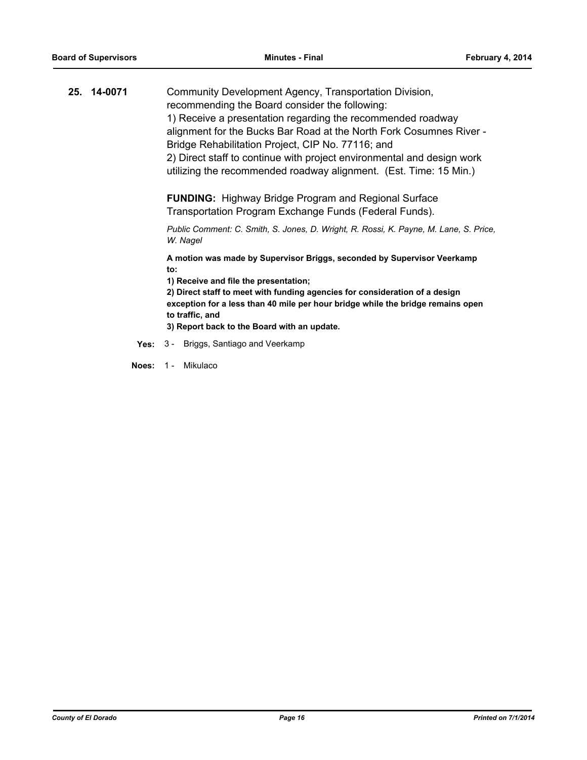**25. 14-0071**

Community Development Agency, Transportation Division, recommending the Board consider the following:
1) Receive a presentation regarding the recommended roadway alignment for the Bucks Bar Road at the North Fork Cosumnes River - Bridge Rehabilitation Project, CIP No. 77116; and
2) Direct staff to continue with project environmental and design work utilizing the recommended roadway alignment. (Est. Time: 15 Min.)

**FUNDING:** Highway Bridge Program and Regional Surface Transportation Program Exchange Funds (Federal Funds).

*Public Comment: C. Smith, S. Jones, D. Wright, R. Rossi, K. Payne, M. Lane, S. Price, W. Nagel*

**A motion was made by Supervisor Briggs, seconded by Supervisor Veerkamp to:**
**1) Receive and file the presentation;**
**2) Direct staff to meet with funding agencies for consideration of a design exception for a less than 40 mile per hour bridge while the bridge remains open to traffic, and**
**3) Report back to the Board with an update.**

**Yes:** 3 - Briggs, Santiago and Veerkamp

**Noes:** 1 - Mikulaco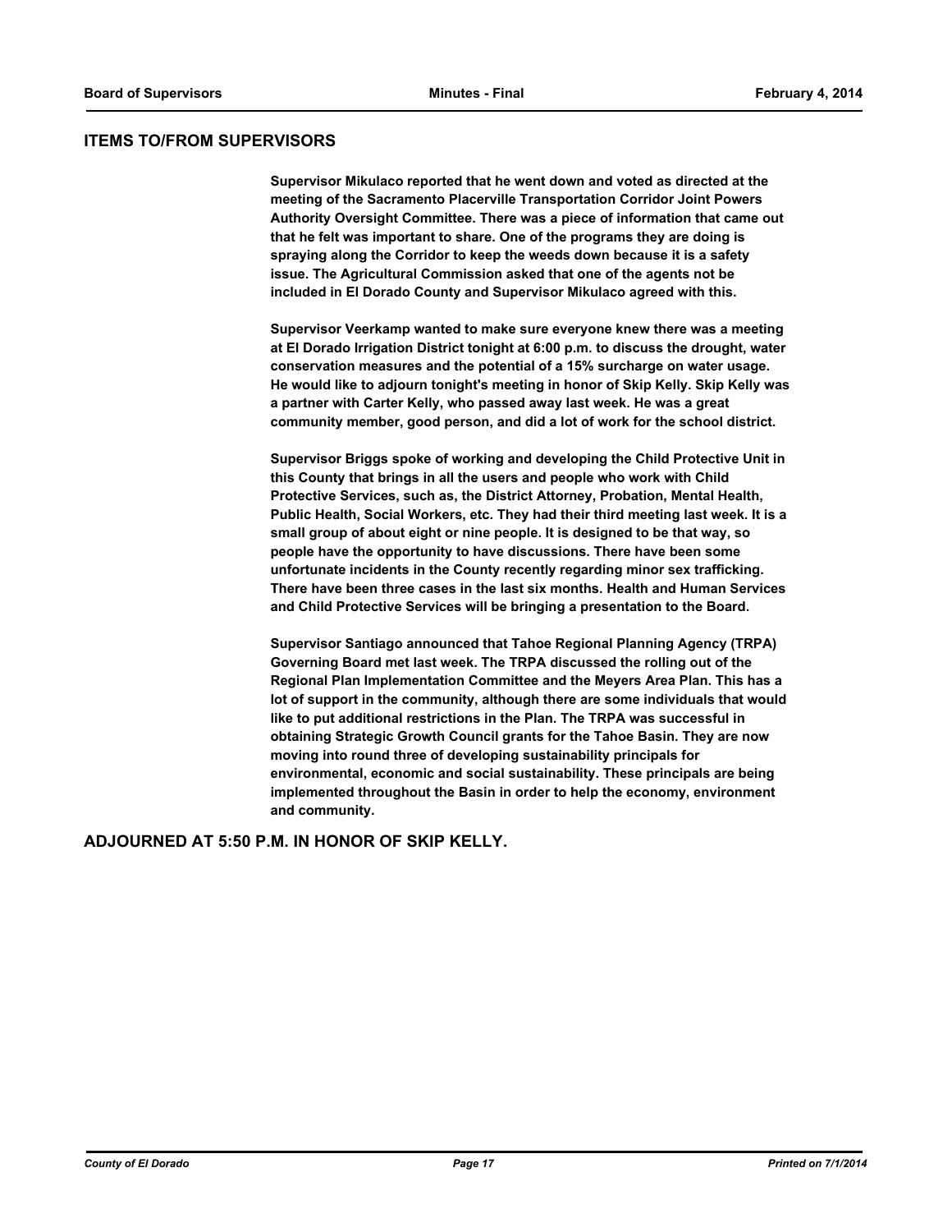## ITEMS TO/FROM SUPERVISORS

**Supervisor Mikulaco reported that he went down and voted as directed at the meeting of the Sacramento Placerville Transportation Corridor Joint Powers Authority Oversight Committee. There was a piece of information that came out that he felt was important to share. One of the programs they are doing is spraying along the Corridor to keep the weeds down because it is a safety issue. The Agricultural Commission asked that one of the agents not be included in El Dorado County and Supervisor Mikulaco agreed with this.**

**Supervisor Veerkamp wanted to make sure everyone knew there was a meeting at El Dorado Irrigation District tonight at 6:00 p.m. to discuss the drought, water conservation measures and the potential of a 15% surcharge on water usage. He would like to adjourn tonight's meeting in honor of Skip Kelly. Skip Kelly was a partner with Carter Kelly, who passed away last week. He was a great community member, good person, and did a lot of work for the school district.**

**Supervisor Briggs spoke of working and developing the Child Protective Unit in this County that brings in all the users and people who work with Child Protective Services, such as, the District Attorney, Probation, Mental Health, Public Health, Social Workers, etc. They had their third meeting last week. It is a small group of about eight or nine people. It is designed to be that way, so people have the opportunity to have discussions. There have been some unfortunate incidents in the County recently regarding minor sex trafficking. There have been three cases in the last six months. Health and Human Services and Child Protective Services will be bringing a presentation to the Board.**

**Supervisor Santiago announced that Tahoe Regional Planning Agency (TRPA) Governing Board met last week. The TRPA discussed the rolling out of the Regional Plan Implementation Committee and the Meyers Area Plan. This has a lot of support in the community, although there are some individuals that would like to put additional restrictions in the Plan. The TRPA was successful in obtaining Strategic Growth Council grants for the Tahoe Basin. They are now moving into round three of developing sustainability principals for environmental, economic and social sustainability. These principals are being implemented throughout the Basin in order to help the economy, environment and community.**

## ADJOURNED AT 5:50 P.M. IN HONOR OF SKIP KELLY.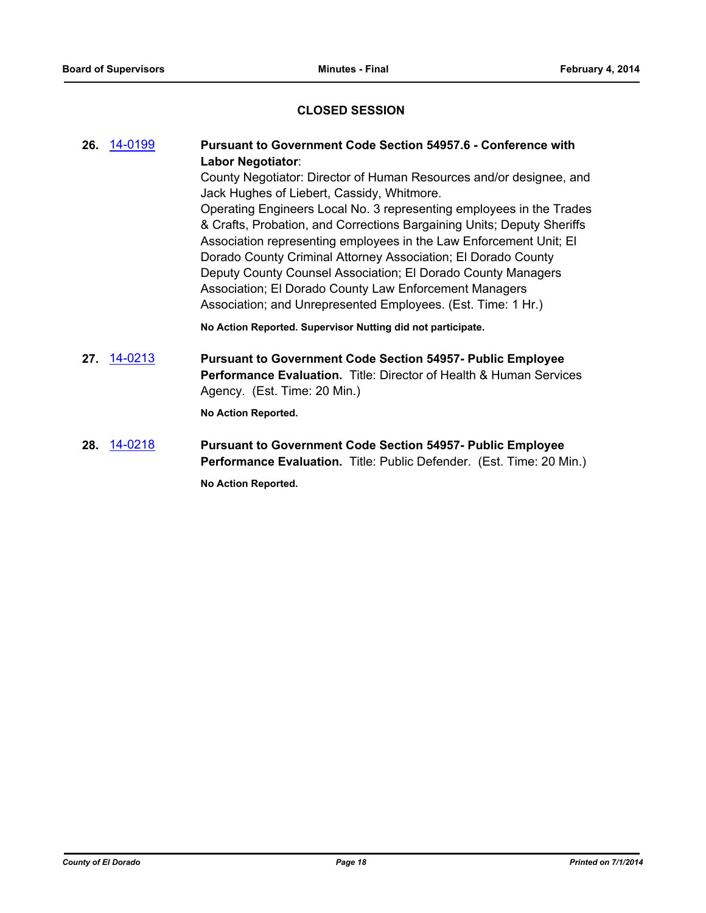## CLOSED SESSION

**26.** 14-0199 **Pursuant to Government Code Section 54957.6 - Conference with Labor Negotiator**:

County Negotiator: Director of Human Resources and/or designee, and Jack Hughes of Liebert, Cassidy, Whitmore.

Operating Engineers Local No. 3 representing employees in the Trades & Crafts, Probation, and Corrections Bargaining Units; Deputy Sheriffs Association representing employees in the Law Enforcement Unit; El Dorado County Criminal Attorney Association; El Dorado County Deputy County Counsel Association; El Dorado County Managers Association; El Dorado County Law Enforcement Managers Association; and Unrepresented Employees. (Est. Time: 1 Hr.)

**No Action Reported. Supervisor Nutting did not participate.**

**27.** 14-0213 **Pursuant to Government Code Section 54957- Public Employee Performance Evaluation.** Title: Director of Health & Human Services Agency. (Est. Time: 20 Min.)

**No Action Reported.**

**28.** 14-0218 **Pursuant to Government Code Section 54957- Public Employee Performance Evaluation.** Title: Public Defender. (Est. Time: 20 Min.)

**No Action Reported.**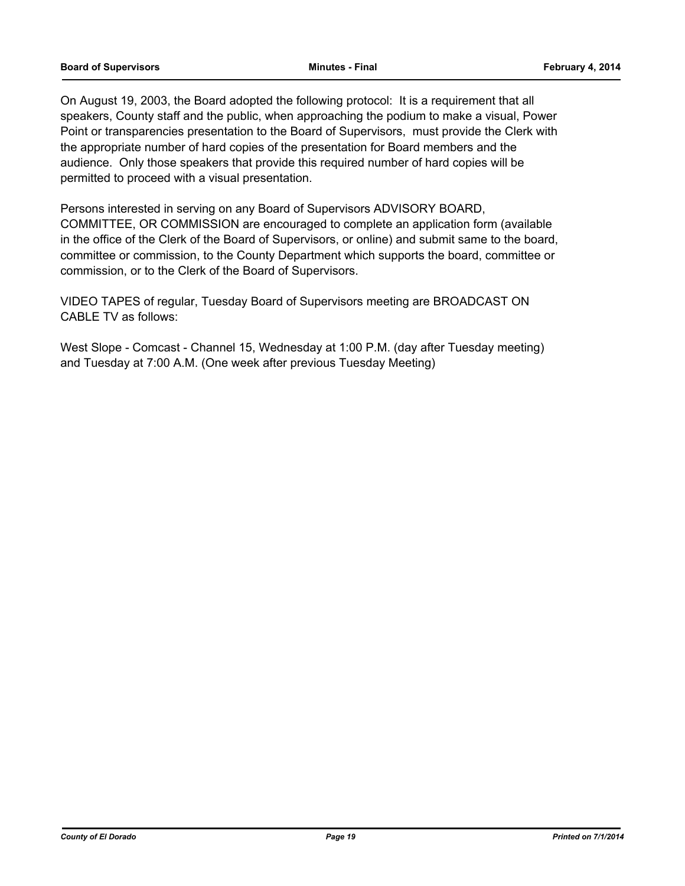On August 19, 2003, the Board adopted the following protocol: It is a requirement that all speakers, County staff and the public, when approaching the podium to make a visual, Power Point or transparencies presentation to the Board of Supervisors, must provide the Clerk with the appropriate number of hard copies of the presentation for Board members and the audience. Only those speakers that provide this required number of hard copies will be permitted to proceed with a visual presentation.

Persons interested in serving on any Board of Supervisors ADVISORY BOARD, COMMITTEE, OR COMMISSION are encouraged to complete an application form (available in the office of the Clerk of the Board of Supervisors, or online) and submit same to the board, committee or commission, to the County Department which supports the board, committee or commission, or to the Clerk of the Board of Supervisors.

VIDEO TAPES of regular, Tuesday Board of Supervisors meeting are BROADCAST ON CABLE TV as follows:

West Slope - Comcast - Channel 15, Wednesday at 1:00 P.M. (day after Tuesday meeting) and Tuesday at 7:00 A.M. (One week after previous Tuesday Meeting)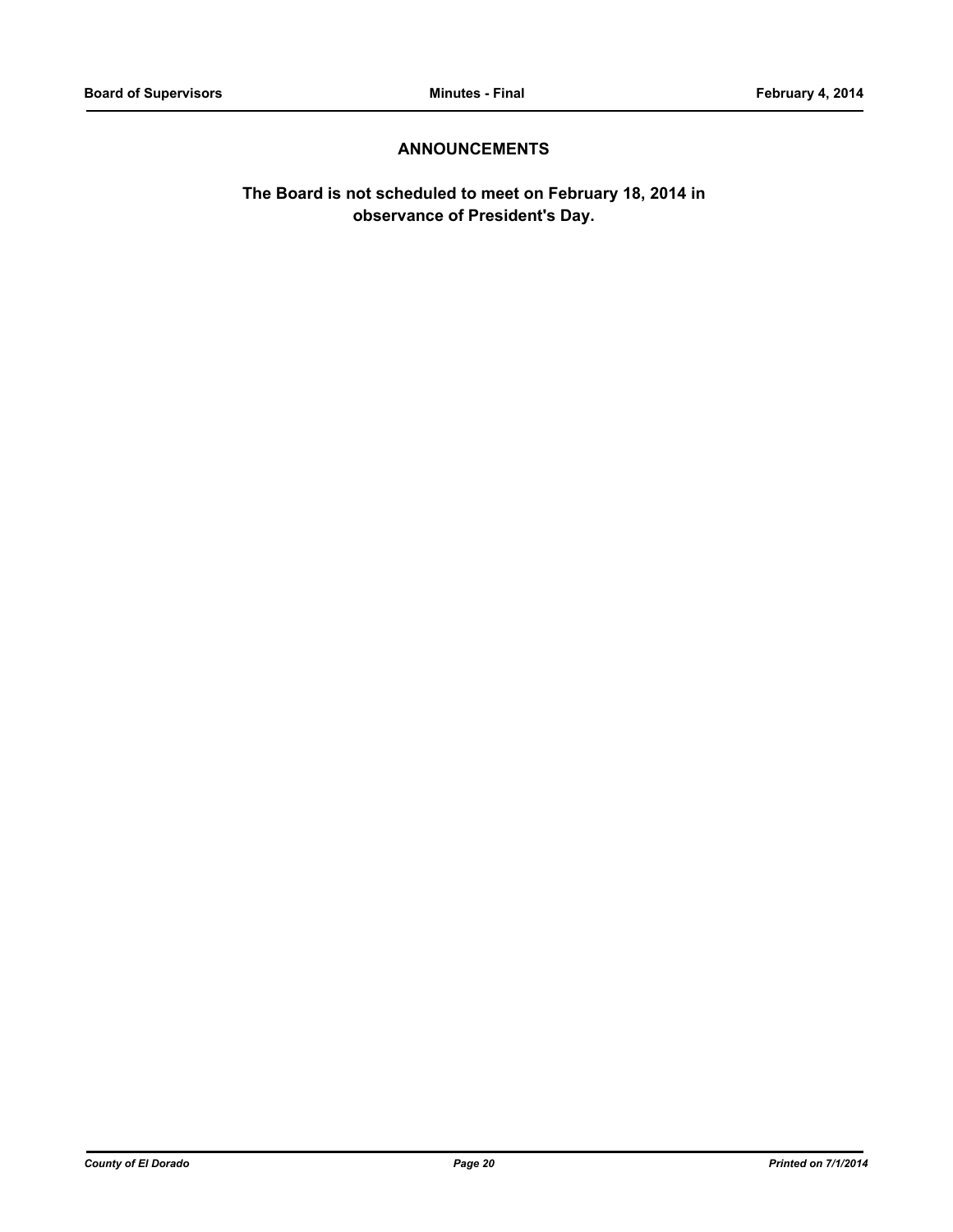## ANNOUNCEMENTS

**The Board is not scheduled to meet on February 18, 2014 in observance of President's Day.**